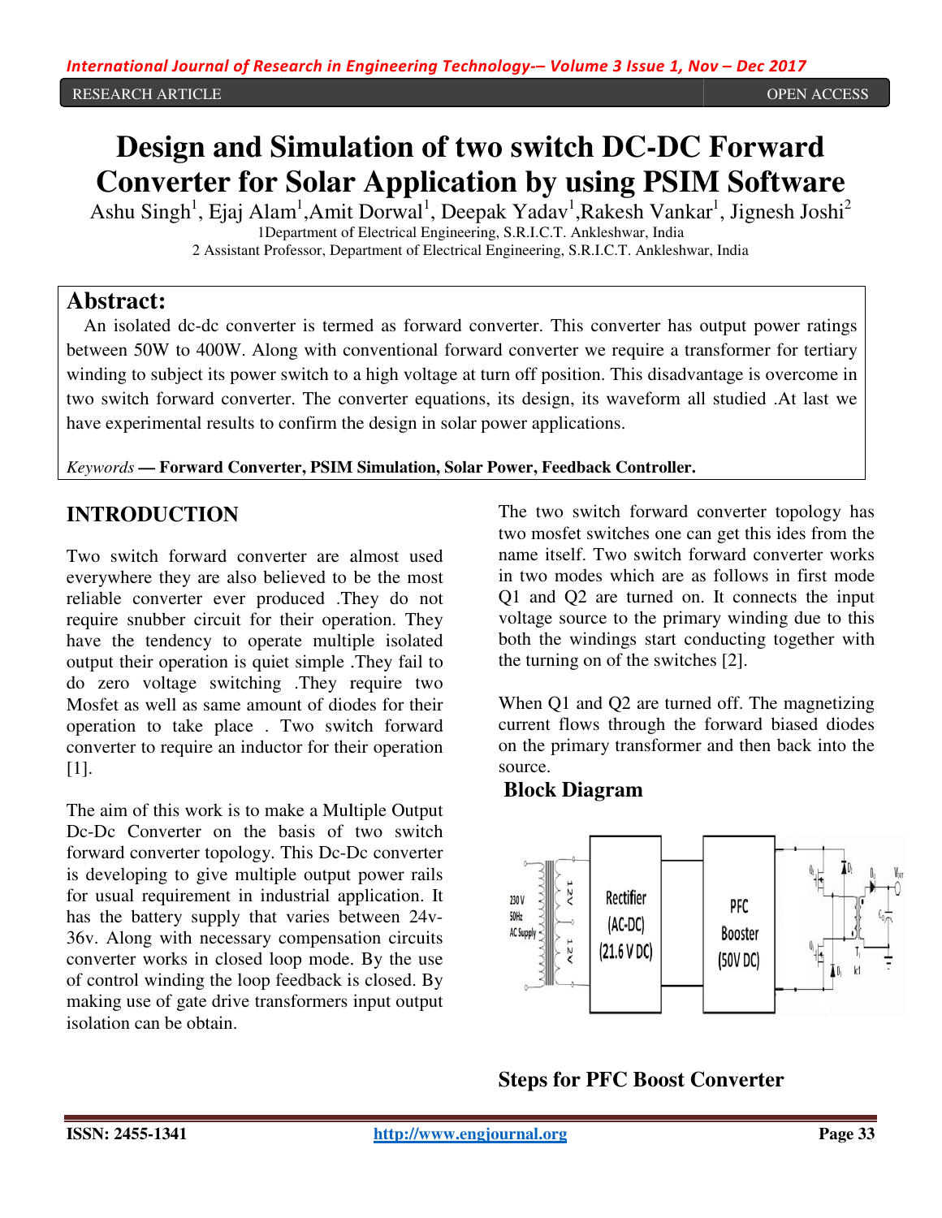RESEARCH ARTICLE OPEN ACCESS

# Design and Simulation of two switch DC-DC Forward Converter for Solar Application by using PSIM Software

Ashu Singh[1], Ejaj Alam[1], Amit Dorwal[1], Deepak Yadav[1], Rakesh Vankar[1], Jignesh Joshi[2]

1Department of Electrical Engineering, S.R.I.C.T. Ankleshwar, India

2 Assistant Professor, Department of Electrical Engineering, S.R.I.C.T. Ankleshwar, India

## Abstract:

An isolated dc-dc converter is termed as forward converter. This converter has output power ratings between 50W to 400W. Along with conventional forward converter we require a transformer for tertiary winding to subject its power switch to a high voltage at turn off position. This disadvantage is overcome in two switch forward converter. The converter equations, its design, its waveform all studied .At last we have experimental results to confirm the design in solar power applications.

*Keywords* — **Forward Converter, PSIM Simulation, Solar Power, Feedback Controller.**

## INTRODUCTION

Two switch forward converter are almost used everywhere they are also believed to be the most reliable converter ever produced .They do not require snubber circuit for their operation. They have the tendency to operate multiple isolated output their operation is quiet simple .They fail to do zero voltage switching .They require two Mosfet as well as same amount of diodes for their operation to take place . Two switch forward converter to require an inductor for their operation [1].

The aim of this work is to make a Multiple Output Dc-Dc Converter on the basis of two switch forward converter topology. This Dc-Dc converter is developing to give multiple output power rails for usual requirement in industrial application. It has the battery supply that varies between 24v-36v. Along with necessary compensation circuits converter works in closed loop mode. By the use of control winding the loop feedback is closed. By making use of gate drive transformers input output isolation can be obtain.

The two switch forward converter topology has two mosfet switches one can get this ides from the name itself. Two switch forward converter works in two modes which are as follows in first mode Q1 and Q2 are turned on. It connects the input voltage source to the primary winding due to this both the windings start conducting together with the turning on of the switches [2].

When Q1 and Q2 are turned off. The magnetizing current flows through the forward biased diodes on the primary transformer and then back into the source.

### Block Diagram

230 V 50Hz AC Supply — 12V / 12V — Rectifier (AC-DC) (21.6 V DC) — PFC Booster (50V DC)

### Steps for PFC Boost Converter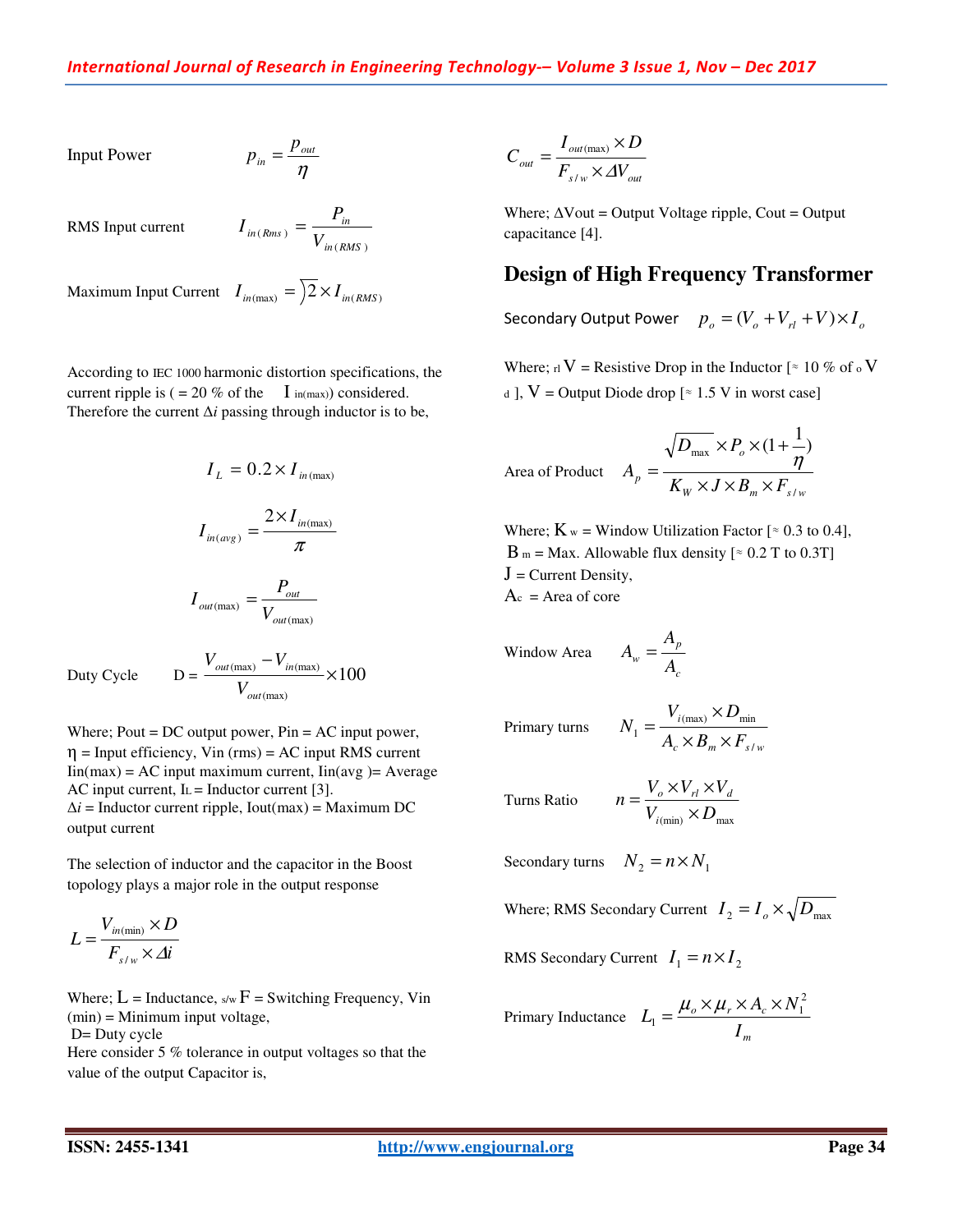Input Power $$p_{in} = \frac{p_{out}}{\eta}$$

RMS Input current $$I_{in(Rms)} = \frac{P_{in}}{V_{in(RMS)}}$$

Maximum Input Current $$I_{in(\max)} = \sqrt{2} \times I_{in(RMS)}$$

According to IEC 1000 harmonic distortion specifications, the current ripple is ( = 20 % of the $I_{in(\max)}$) considered. Therefore the current Δ*i* passing through inductor is to be,

$$I_L = 0.2 \times I_{in(\max)}$$

$$I_{in(avg)} = \frac{2 \times I_{in(\max)}}{\pi}$$

$$I_{out(\max)} = \frac{P_{out}}{V_{out(\max)}}$$

Duty Cycle $$D = \frac{V_{out(\max)} - V_{in(\max)}}{V_{out(\max)}} \times 100$$

Where; Pout = DC output power, Pin = AC input power, η = Input efficiency, Vin (rms) = AC input RMS current Iin(max) = AC input maximum current, Iin(avg )= Average AC input current, $I_L$ = Inductor current [3].
Δ*i* = Inductor current ripple, Iout(max) = Maximum DC output current

The selection of inductor and the capacitor in the Boost topology plays a major role in the output response

$$L = \frac{V_{in(\min)} \times D}{F_{s/w} \times \Delta i}$$

Where; L = Inductance, $F_{s/w}$ = Switching Frequency, Vin (min) = Minimum input voltage,
D= Duty cycle
Here consider 5 % tolerance in output voltages so that the value of the output Capacitor is,

$$C_{out} = \frac{I_{out(\max)} \times D}{F_{s/w} \times \Delta V_{out}}$$

Where; ΔVout = Output Voltage ripple, Cout = Output capacitance [4].

## Design of High Frequency Transformer

Secondary Output Power $$p_o = (V_o + V_{rl} + V) \times I_o$$

Where; $V_{rl}$ = Resistive Drop in the Inductor [≈ 10 % of $V_o$ d ], V = Output Diode drop [≈ 1.5 V in worst case]

Area of Product $$A_p = \frac{\sqrt{D_{\max}} \times P_o \times (1 + \frac{1}{\eta})}{K_W \times J \times B_m \times F_{s/w}}$$

Where; $K_w$ = Window Utilization Factor [≈ 0.3 to 0.4],
$B_m$ = Max. Allowable flux density [≈ 0.2 T to 0.3T]
J = Current Density,
$A_c$ = Area of core

Window Area $$A_w = \frac{A_p}{A_c}$$

Primary turns $$N_1 = \frac{V_{i(\max)} \times D_{\min}}{A_c \times B_m \times F_{s/w}}$$

Turns Ratio $$n = \frac{V_o \times V_{rl} \times V_d}{V_{i(\min)} \times D_{\max}}$$

Secondary turns $$N_2 = n \times N_1$$

Where; RMS Secondary Current $$I_2 = I_o \times \sqrt{D_{\max}}$$

RMS Secondary Current $$I_1 = n \times I_2$$

Primary Inductance $$L_1 = \frac{\mu_o \times \mu_r \times A_c \times N_1^2}{I_m}$$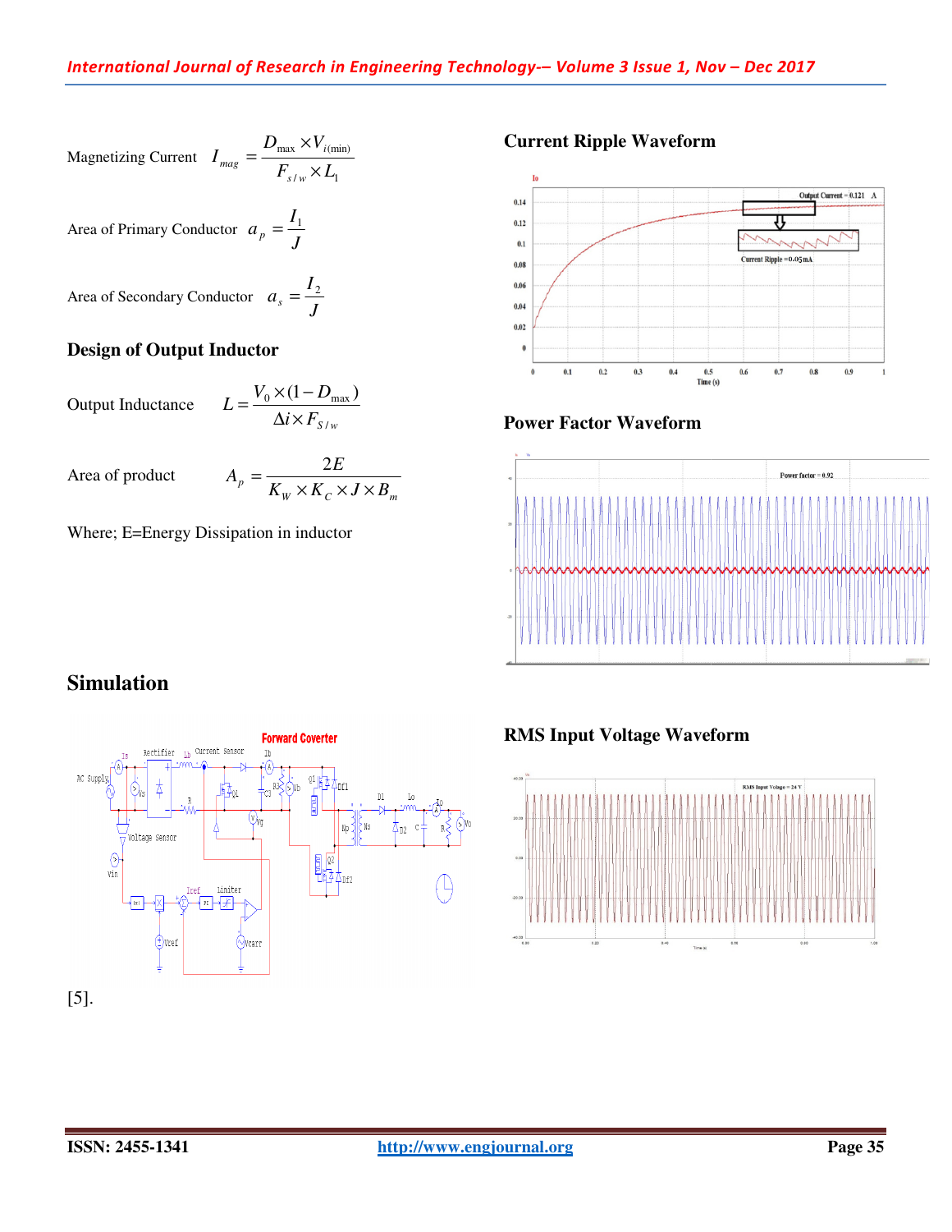Magnetizing Current $I_{mag} = \dfrac{D_{\max} \times V_{i(\min)}}{F_{s/w} \times L_1}$

Area of Primary Conductor $a_p = \dfrac{I_1}{J}$

Area of Secondary Conductor $a_s = \dfrac{I_2}{J}$

### Design of Output Inductor

Output Inductance $L = \dfrac{V_0 \times (1 - D_{\max})}{\Delta i \times F_{S/w}}$

Area of product $A_p = \dfrac{2E}{K_W \times K_C \times J \times B_m}$

Where; E=Energy Dissipation in inductor

## Simulation

[5].

### Current Ripple Waveform

### Power Factor Waveform

### RMS Input Voltage Waveform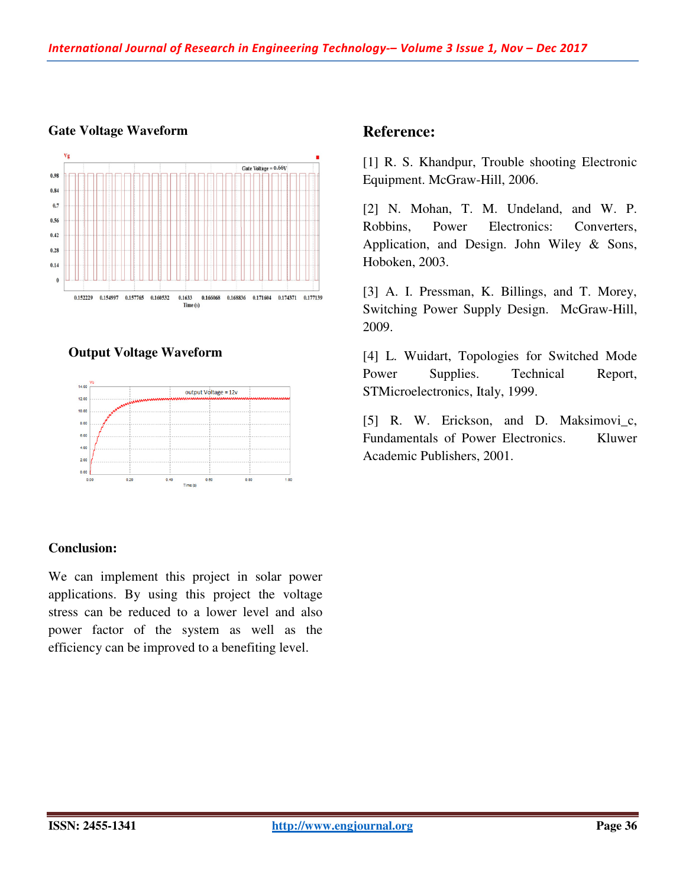**Gate Voltage Waveform**

Vg

Gate Voltage = 0.66V

0.98
0.84
0.7
0.56
0.42
0.28
0.14
0

0.152229 0.154997 0.157765 0.160532 0.1633 0.166068 0.168836 0.171604 0.174371 0.177139

Time (s)

**Output Voltage Waveform**

Vo

output Voltage = 12v

14.00
12.00
10.00
8.00
6.00
4.00
2.00
0.00

0.00 0.20 0.40 0.60 0.80 1.00

Time (s)

**Conclusion:**

We can implement this project in solar power applications. By using this project the voltage stress can be reduced to a lower level and also power factor of the system as well as the efficiency can be improved to a benefiting level.

## Reference:

[1] R. S. Khandpur, Trouble shooting Electronic Equipment. McGraw-Hill, 2006.

[2] N. Mohan, T. M. Undeland, and W. P. Robbins, Power Electronics: Converters, Application, and Design. John Wiley & Sons, Hoboken, 2003.

[3] A. I. Pressman, K. Billings, and T. Morey, Switching Power Supply Design. McGraw-Hill, 2009.

[4] L. Wuidart, Topologies for Switched Mode Power Supplies. Technical Report, STMicroelectronics, Italy, 1999.

[5] R. W. Erickson, and D. Maksimovi_c, Fundamentals of Power Electronics. Kluwer Academic Publishers, 2001.